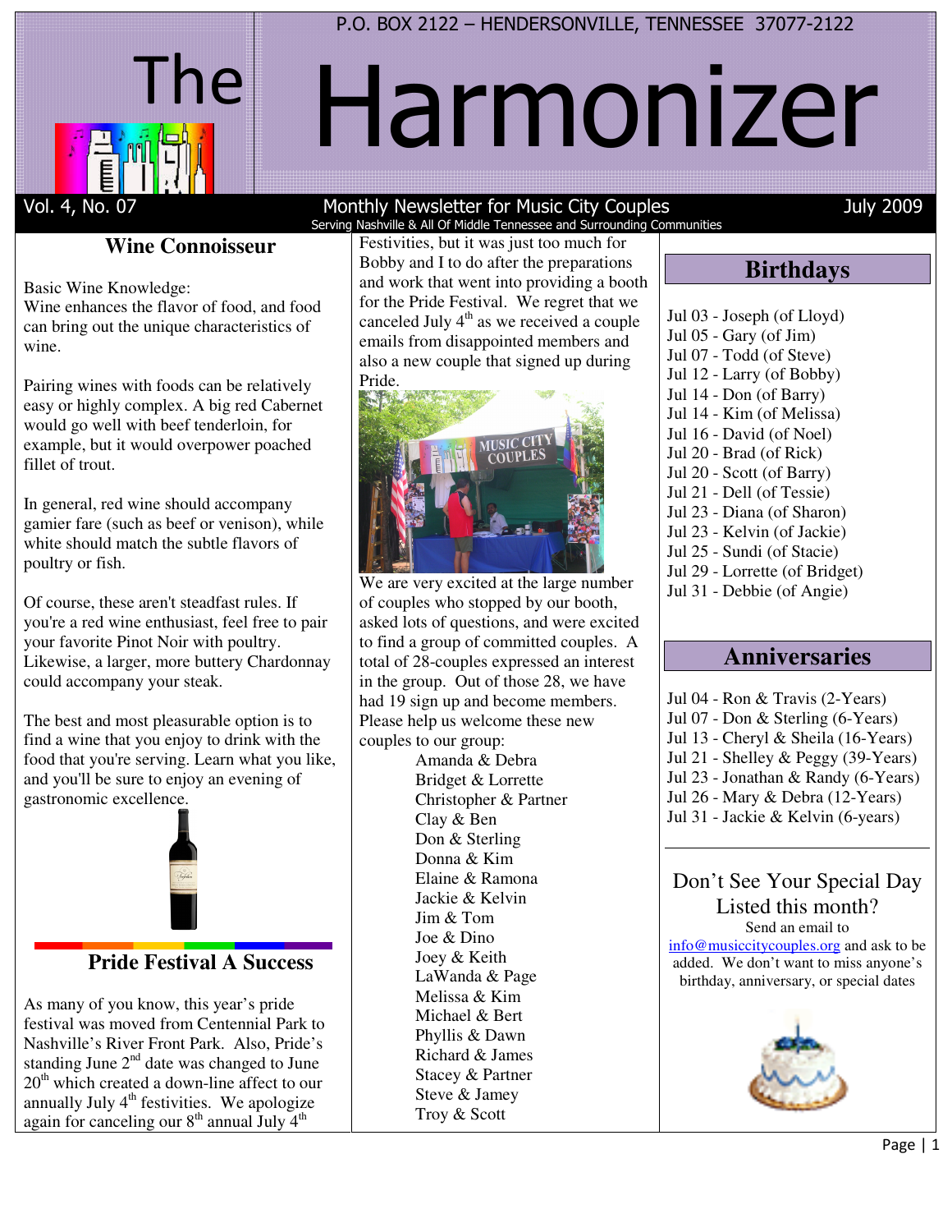P.O. BOX 2122 – HENDERSONVILLE, TENNESSEE 37077-2122

# The Harmonizer

Vol. 4, No. 07 — Monthly Newsletter for Music City Couples — July 2009

Serving Nashville & All Of Middle Tennessee and Surrounding Communities

## Wine Connoisseur

Basic Wine Knowledge:
Wine enhances the flavor of food, and food can bring out the unique characteristics of wine.

Pairing wines with foods can be relatively easy or highly complex. A big red Cabernet would go well with beef tenderloin, for example, but it would overpower poached fillet of trout.

In general, red wine should accompany gamier fare (such as beef or venison), while white should match the subtle flavors of poultry or fish.

Of course, these aren't steadfast rules. If you're a red wine enthusiast, feel free to pair your favorite Pinot Noir with poultry. Likewise, a larger, more buttery Chardonnay could accompany your steak.

The best and most pleasurable option is to find a wine that you enjoy to drink with the food that you're serving. Learn what you like, and you'll be sure to enjoy an evening of gastronomic excellence.

## Pride Festival A Success

As many of you know, this year's pride festival was moved from Centennial Park to Nashville's River Front Park. Also, Pride's standing June 2nd date was changed to June 20th which created a down-line affect to our annually July 4th festivities. We apologize again for canceling our 8th annual July 4th Festivities, but it was just too much for Bobby and I to do after the preparations and work that went into providing a booth for the Pride Festival. We regret that we canceled July 4th as we received a couple emails from disappointed members and also a new couple that signed up during Pride.

We are very excited at the large number of couples who stopped by our booth, asked lots of questions, and were excited to find a group of committed couples. A total of 28-couples expressed an interest in the group. Out of those 28, we have had 19 sign up and become members. Please help us welcome these new couples to our group:

- Amanda & Debra
- Bridget & Lorrette
- Christopher & Partner
- Clay & Ben
- Don & Sterling
- Donna & Kim
- Elaine & Ramona
- Jackie & Kelvin
- Jim & Tom
- Joe & Dino
- Joey & Keith
- LaWanda & Page
- Melissa & Kim
- Michael & Bert
- Phyllis & Dawn
- Richard & James
- Stacey & Partner
- Steve & Jamey
- Troy & Scott

## Birthdays

- Jul 03 - Joseph (of Lloyd)
- Jul 05 - Gary (of Jim)
- Jul 07 - Todd (of Steve)
- Jul 12 - Larry (of Bobby)
- Jul 14 - Don (of Barry)
- Jul 14 - Kim (of Melissa)
- Jul 16 - David (of Noel)
- Jul 20 - Brad (of Rick)
- Jul 20 - Scott (of Barry)
- Jul 21 - Dell (of Tessie)
- Jul 23 - Diana (of Sharon)
- Jul 23 - Kelvin (of Jackie)
- Jul 25 - Sundi (of Stacie)
- Jul 29 - Lorrette (of Bridget)
- Jul 31 - Debbie (of Angie)

## Anniversaries

- Jul 04 - Ron & Travis (2-Years)
- Jul 07 - Don & Sterling (6-Years)
- Jul 13 - Cheryl & Sheila (16-Years)
- Jul 21 - Shelley & Peggy (39-Years)
- Jul 23 - Jonathan & Randy (6-Years)
- Jul 26 - Mary & Debra (12-Years)
- Jul 31 - Jackie & Kelvin (6-years)

### Don't See Your Special Day Listed this month?

Send an email to info@musiccitycouples.org and ask to be added. We don't want to miss anyone's birthday, anniversary, or special dates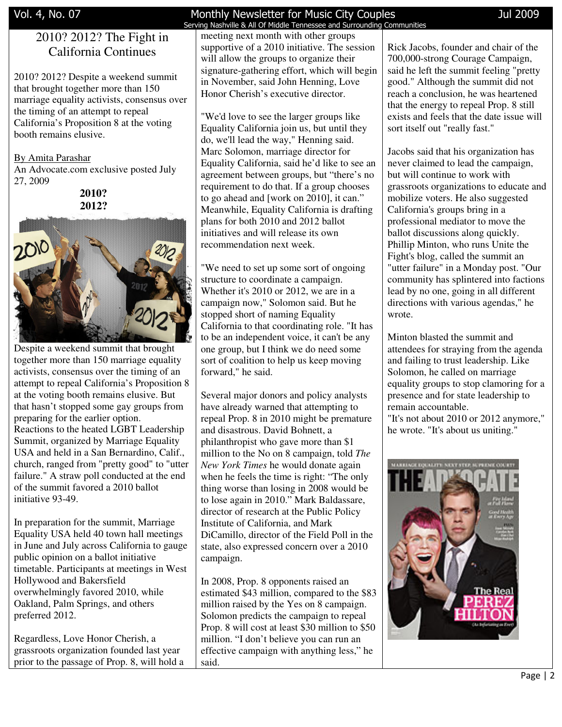## 2010? 2012? The Fight in California Continues

2010? 2012? Despite a weekend summit that brought together more than 150 marriage equality activists, consensus over the timing of an attempt to repeal California's Proposition 8 at the voting booth remains elusive.

By Amita Parashar
An Advocate.com exclusive posted July 27, 2009

**2010?**
**2012?**

Despite a weekend summit that brought together more than 150 marriage equality activists, consensus over the timing of an attempt to repeal California's Proposition 8 at the voting booth remains elusive. But that hasn't stopped some gay groups from preparing for the earlier option.
Reactions to the heated LGBT Leadership Summit, organized by Marriage Equality USA and held in a San Bernardino, Calif., church, ranged from "pretty good" to "utter failure." A straw poll conducted at the end of the summit favored a 2010 ballot initiative 93-49.

In preparation for the summit, Marriage Equality USA held 40 town hall meetings in June and July across California to gauge public opinion on a ballot initiative timetable. Participants at meetings in West Hollywood and Bakersfield overwhelmingly favored 2010, while Oakland, Palm Springs, and others preferred 2012.

Regardless, Love Honor Cherish, a grassroots organization founded last year prior to the passage of Prop. 8, will hold a meeting next month with other groups supportive of a 2010 initiative. The session will allow the groups to organize their signature-gathering effort, which will begin in November, said John Henning, Love Honor Cherish's executive director.

"We'd love to see the larger groups like Equality California join us, but until they do, we'll lead the way," Henning said.
Marc Solomon, marriage director for Equality California, said he'd like to see an agreement between groups, but "there's no requirement to do that. If a group chooses to go ahead and [work on 2010], it can." Meanwhile, Equality California is drafting plans for both 2010 and 2012 ballot initiatives and will release its own recommendation next week.

"We need to set up some sort of ongoing structure to coordinate a campaign. Whether it's 2010 or 2012, we are in a campaign now," Solomon said. But he stopped short of naming Equality California to that coordinating role. "It has to be an independent voice, it can't be any one group, but I think we do need some sort of coalition to help us keep moving forward," he said.

Several major donors and policy analysts have already warned that attempting to repeal Prop. 8 in 2010 might be premature and disastrous. David Bohnett, a philanthropist who gave more than $1 million to the No on 8 campaign, told *The New York Times* he would donate again when he feels the time is right: "The only thing worse than losing in 2008 would be to lose again in 2010." Mark Baldassare, director of research at the Public Policy Institute of California, and Mark DiCamillo, director of the Field Poll in the state, also expressed concern over a 2010 campaign.

In 2008, Prop. 8 opponents raised an estimated $43 million, compared to the $83 million raised by the Yes on 8 campaign. Solomon predicts the campaign to repeal Prop. 8 will cost at least $30 million to $50 million. "I don't believe you can run an effective campaign with anything less," he said.

Rick Jacobs, founder and chair of the 700,000-strong Courage Campaign, said he left the summit feeling "pretty good." Although the summit did not reach a conclusion, he was heartened that the energy to repeal Prop. 8 still exists and feels that the date issue will sort itself out "really fast."

Jacobs said that his organization has never claimed to lead the campaign, but will continue to work with grassroots organizations to educate and mobilize voters. He also suggested California's groups bring in a professional mediator to move the ballot discussions along quickly.
Phillip Minton, who runs Unite the Fight's blog, called the summit an "utter failure" in a Monday post. "Our community has splintered into factions lead by no one, going in all different directions with various agendas," he wrote.

Minton blasted the summit and attendees for straying from the agenda and failing to trust leadership. Like Solomon, he called on marriage equality groups to stop clamoring for a presence and for state leadership to remain accountable.
"It's not about 2010 or 2012 anymore," he wrote. "It's about us uniting."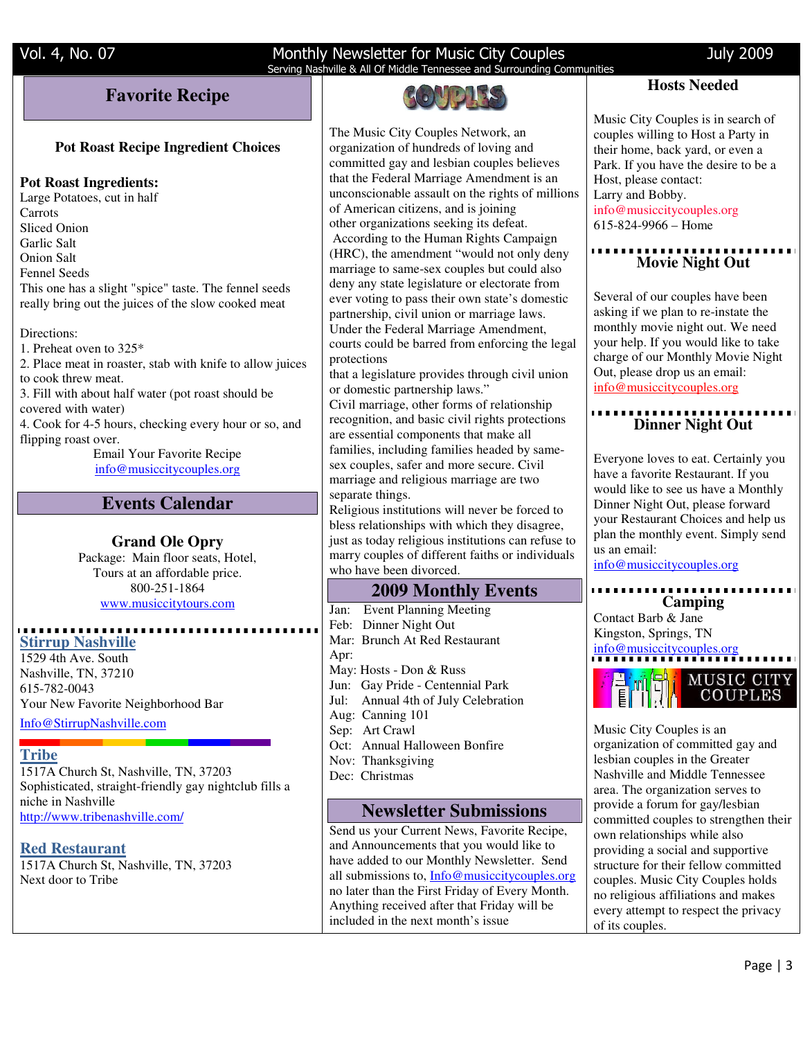## Favorite Recipe

### Pot Roast Recipe Ingredient Choices

**Pot Roast Ingredients:**

Large Potatoes, cut in half
Carrots
Sliced Onion
Garlic Salt
Onion Salt
Fennel Seeds

This one has a slight "spice" taste. The fennel seeds really bring out the juices of the slow cooked meat

Directions:

1. Preheat oven to 325*
2. Place meat in roaster, stab with knife to allow juices to cook threw meat.
3. Fill with about half water (pot roast should be covered with water)
4. Cook for 4-5 hours, checking every hour or so, and flipping roast over.

Email Your Favorite Recipe
info@musiccitycouples.org

## Events Calendar

### Grand Ole Opry

Package: Main floor seats, Hotel, Tours at an affordable price.
800-251-1864
www.musiccitytours.com

### Stirrup Nashville

1529 4th Ave. South
Nashville, TN, 37210
615-782-0043
Your New Favorite Neighborhood Bar
Info@StirrupNashville.com

### Tribe

1517A Church St, Nashville, TN, 37203
Sophisticated, straight-friendly gay nightclub fills a niche in Nashville
http://www.tribenashville.com/

### Red Restaurant

1517A Church St, Nashville, TN, 37203
Next door to Tribe

## COUPLES

The Music City Couples Network, an organization of hundreds of loving and committed gay and lesbian couples believes that the Federal Marriage Amendment is an unconscionable assault on the rights of millions of American citizens, and is joining other organizations seeking its defeat.

According to the Human Rights Campaign (HRC), the amendment "would not only deny marriage to same-sex couples but could also deny any state legislature or electorate from ever voting to pass their own state's domestic partnership, civil union or marriage laws. Under the Federal Marriage Amendment, courts could be barred from enforcing the legal protections that a legislature provides through civil union or domestic partnership laws."

Civil marriage, other forms of relationship recognition, and basic civil rights protections are essential components that make all families, including families headed by same-sex couples, safer and more secure. Civil marriage and religious marriage are two separate things.

Religious institutions will never be forced to bless relationships with which they disagree, just as today religious institutions can refuse to marry couples of different faiths or individuals who have been divorced.

## 2009 Monthly Events

Jan: Event Planning Meeting
Feb: Dinner Night Out
Mar: Brunch At Red Restaurant
Apr:
May: Hosts - Don & Russ
Jun: Gay Pride - Centennial Park
Jul: Annual 4th of July Celebration
Aug: Canning 101
Sep: Art Crawl
Oct: Annual Halloween Bonfire
Nov: Thanksgiving
Dec: Christmas

## Newsletter Submissions

Send us your Current News, Favorite Recipe, and Announcements that you would like to have added to our Monthly Newsletter. Send all submissions to, Info@musiccitycouples.org no later than the First Friday of Every Month. Anything received after that Friday will be included in the next month's issue

## Hosts Needed

Music City Couples is in search of couples willing to Host a Party in their home, back yard, or even a Park. If you have the desire to be a Host, please contact:
Larry and Bobby.
info@musiccitycouples.org
615-824-9966 – Home

## Movie Night Out

Several of our couples have been asking if we plan to re-instate the monthly movie night out. We need your help. If you would like to take charge of our Monthly Movie Night Out, please drop us an email:
info@musiccitycouples.org

## Dinner Night Out

Everyone loves to eat. Certainly you have a favorite Restaurant. If you would like to see us have a Monthly Dinner Night Out, please forward your Restaurant Choices and help us plan the monthly event. Simply send us an email:
info@musiccitycouples.org

## Camping

Contact Barb & Jane
Kingston, Springs, TN
info@musiccitycouples.org

MUSIC CITY COUPLES

Music City Couples is an organization of committed gay and lesbian couples in the Greater Nashville and Middle Tennessee area. The organization serves to provide a forum for gay/lesbian committed couples to strengthen their own relationships while also providing a social and supportive structure for their fellow committed couples. Music City Couples holds no religious affiliations and makes every attempt to respect the privacy of its couples.